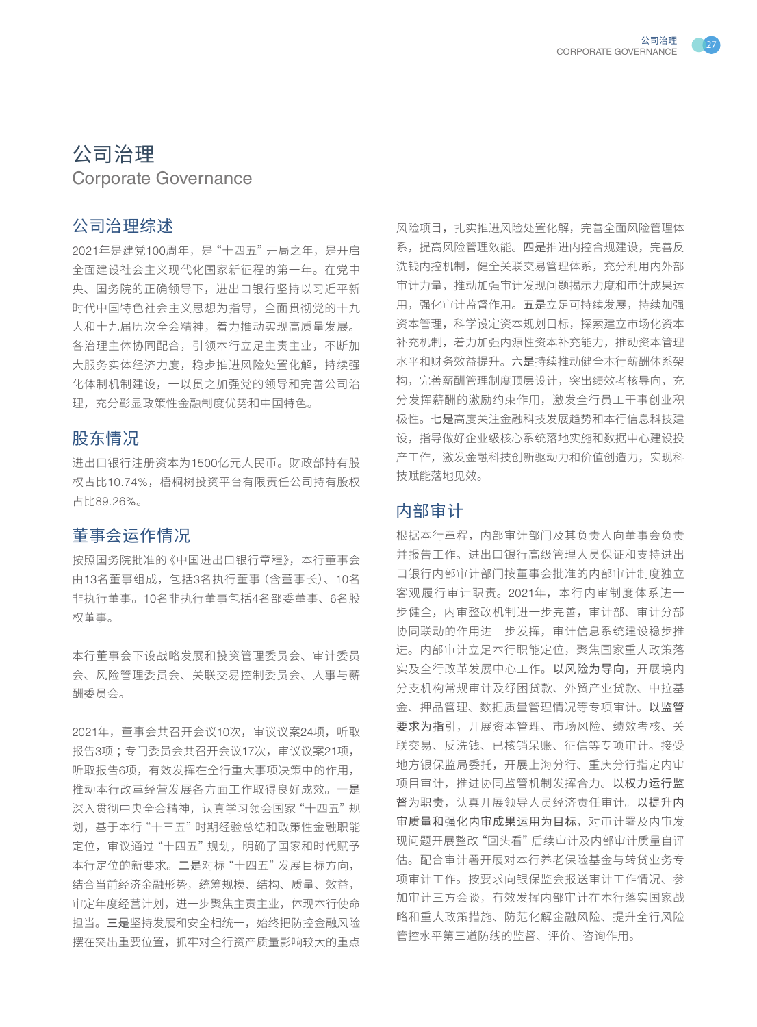# 公司治理

Corporate Governance

## 公司治理综述

2021年是建党100周年，是“十四五”开局之年，是开启全面建设社会主义现代化国家新征程的第一年。在党中央、国务院的正确领导下，进出口银行坚持以习近平新时代中国特色社会主义思想为指导，全面贯彻党的十九大和十九届历次全会精神，着力推动实现高质量发展。各治理主体协同配合，引领本行立足主责主业，不断加大服务实体经济力度，稳步推进风险处置化解，持续强化体制机制建设，一以贯之加强党的领导和完善公司治理，充分彰显政策性金融制度优势和中国特色。

## 股东情况

进出口银行注册资本为1500亿元人民币。财政部持有股权占比10.74%，梧桐树投资平台有限责任公司持有股权占比89.26%。

## 董事会运作情况

按照国务院批准的《中国进出口银行章程》，本行董事会由13名董事组成，包括3名执行董事（含董事长）、10名非执行董事。10名非执行董事包括4名部委董事、6名股权董事。

本行董事会下设战略发展和投资管理委员会、审计委员会、风险管理委员会、关联交易控制委员会、人事与薪酬委员会。

2021年，董事会共召开会议10次，审议议案24项，听取报告3项；专门委员会共召开会议17次，审议议案21项，听取报告6项，有效发挥在全行重大事项决策中的作用，推动本行改革经营发展各方面工作取得良好成效。**一是**深入贯彻中央全会精神，认真学习领会国家“十四五”规划，基于本行“十三五”时期经验总结和政策性金融职能定位，审议通过“十四五”规划，明确了国家和时代赋予本行定位的新要求。**二是**对标“十四五”发展目标方向，结合当前经济金融形势，统筹规模、结构、质量、效益，审定年度经营计划，进一步聚焦主责主业，体现本行使命担当。**三是**坚持发展和安全相统一，始终把防控金融风险摆在突出重要位置，抓牢对全行资产质量影响较大的重点风险项目，扎实推进风险处置化解，完善全面风险管理体系，提高风险管理效能。**四是**推进内控合规建设，完善反洗钱内控机制，健全关联交易管理体系，充分利用内外部审计力量，推动加强审计发现问题揭示力度和审计成果运用，强化审计监督作用。**五是**立足可持续发展，持续加强资本管理，科学设定资本规划目标，探索建立市场化资本补充机制，着力加强内源性资本补充能力，推动资本管理水平和财务效益提升。**六是**持续推动健全本行薪酬体系架构，完善薪酬管理制度顶层设计，突出绩效考核导向，充分发挥薪酬的激励约束作用，激发全行员工干事创业积极性。**七是**高度关注金融科技发展趋势和本行信息科技建设，指导做好企业级核心系统落地实施和数据中心建设投产工作，激发金融科技创新驱动力和价值创造力，实现科技赋能落地见效。

## 内部审计

根据本行章程，内部审计部门及其负责人向董事会负责并报告工作。进出口银行高级管理人员保证和支持进出口银行内部审计部门按董事会批准的内部审计制度独立客观履行审计职责。2021年，本行内审制度体系进一步健全，内审整改机制进一步完善，审计部、审计分部协同联动的作用进一步发挥，审计信息系统建设稳步推进。内部审计立足本行职能定位，聚焦国家重大政策落实及全行改革发展中心工作。**以风险为导向**，开展境内分支机构常规审计及纾困贷款、外贸产业贷款、中拉基金、押品管理、数据质量管理情况等专项审计。**以监管要求为指引**，开展资本管理、市场风险、绩效考核、关联交易、反洗钱、已核销呆账、征信等专项审计。接受地方银保监局委托，开展上海分行、重庆分行指定内审项目审计，推进协同监管机制发挥合力。**以权力运行监督为职责**，认真开展领导人员经济责任审计。**以提升内审质量和强化内审成果运用为目标**，对审计署及内审发现问题开展整改“回头看”后续审计及内部审计质量自评估。配合审计署开展对本行养老保险基金与转贷业务专项审计工作。按要求向银保监会报送审计工作情况、参加审计三方会谈，有效发挥内部审计在本行落实国家战略和重大政策措施、防范化解金融风险、提升全行风险管控水平第三道防线的监督、评价、咨询作用。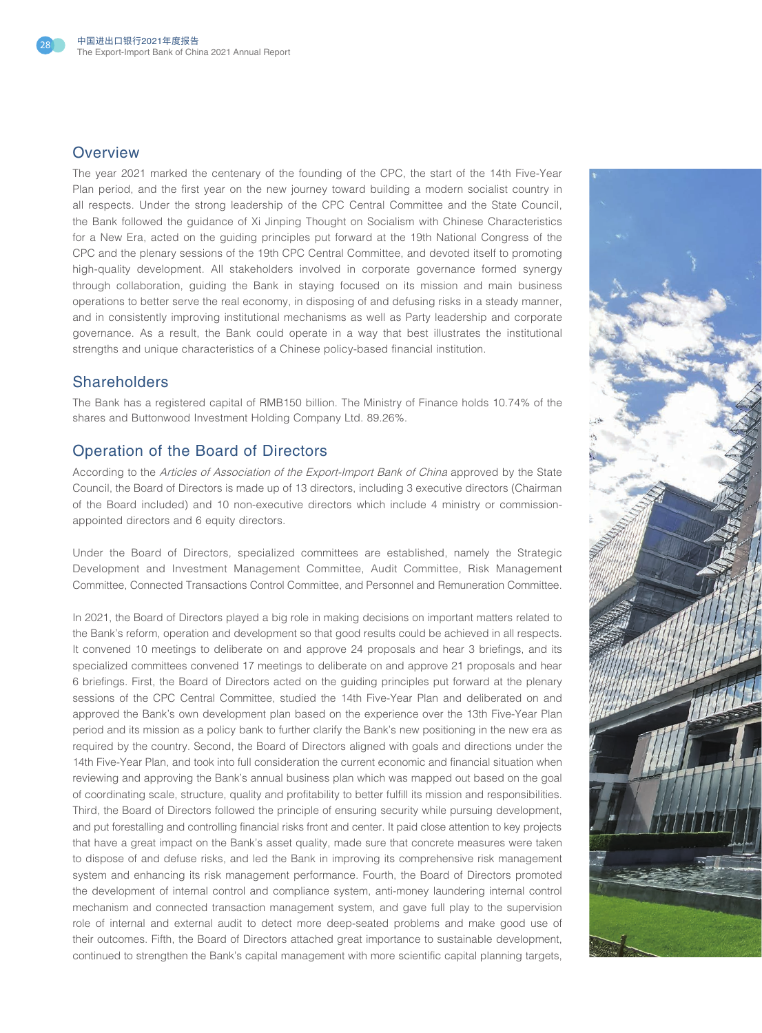## Overview

The year 2021 marked the centenary of the founding of the CPC, the start of the 14th Five-Year Plan period, and the first year on the new journey toward building a modern socialist country in all respects. Under the strong leadership of the CPC Central Committee and the State Council, the Bank followed the guidance of Xi Jinping Thought on Socialism with Chinese Characteristics for a New Era, acted on the guiding principles put forward at the 19th National Congress of the CPC and the plenary sessions of the 19th CPC Central Committee, and devoted itself to promoting high-quality development. All stakeholders involved in corporate governance formed synergy through collaboration, guiding the Bank in staying focused on its mission and main business operations to better serve the real economy, in disposing of and defusing risks in a steady manner, and in consistently improving institutional mechanisms as well as Party leadership and corporate governance. As a result, the Bank could operate in a way that best illustrates the institutional strengths and unique characteristics of a Chinese policy-based financial institution.

## Shareholders

The Bank has a registered capital of RMB150 billion. The Ministry of Finance holds 10.74% of the shares and Buttonwood Investment Holding Company Ltd. 89.26%.

## Operation of the Board of Directors

According to the *Articles of Association of the Export-Import Bank of China* approved by the State Council, the Board of Directors is made up of 13 directors, including 3 executive directors (Chairman of the Board included) and 10 non-executive directors which include 4 ministry or commission-appointed directors and 6 equity directors.

Under the Board of Directors, specialized committees are established, namely the Strategic Development and Investment Management Committee, Audit Committee, Risk Management Committee, Connected Transactions Control Committee, and Personnel and Remuneration Committee.

In 2021, the Board of Directors played a big role in making decisions on important matters related to the Bank's reform, operation and development so that good results could be achieved in all respects. It convened 10 meetings to deliberate on and approve 24 proposals and hear 3 briefings, and its specialized committees convened 17 meetings to deliberate on and approve 21 proposals and hear 6 briefings. First, the Board of Directors acted on the guiding principles put forward at the plenary sessions of the CPC Central Committee, studied the 14th Five-Year Plan and deliberated on and approved the Bank's own development plan based on the experience over the 13th Five-Year Plan period and its mission as a policy bank to further clarify the Bank's new positioning in the new era as required by the country. Second, the Board of Directors aligned with goals and directions under the 14th Five-Year Plan, and took into full consideration the current economic and financial situation when reviewing and approving the Bank's annual business plan which was mapped out based on the goal of coordinating scale, structure, quality and profitability to better fulfill its mission and responsibilities. Third, the Board of Directors followed the principle of ensuring security while pursuing development, and put forestalling and controlling financial risks front and center. It paid close attention to key projects that have a great impact on the Bank's asset quality, made sure that concrete measures were taken to dispose of and defuse risks, and led the Bank in improving its comprehensive risk management system and enhancing its risk management performance. Fourth, the Board of Directors promoted the development of internal control and compliance system, anti-money laundering internal control mechanism and connected transaction management system, and gave full play to the supervision role of internal and external audit to detect more deep-seated problems and make good use of their outcomes. Fifth, the Board of Directors attached great importance to sustainable development, continued to strengthen the Bank's capital management with more scientific capital planning targets,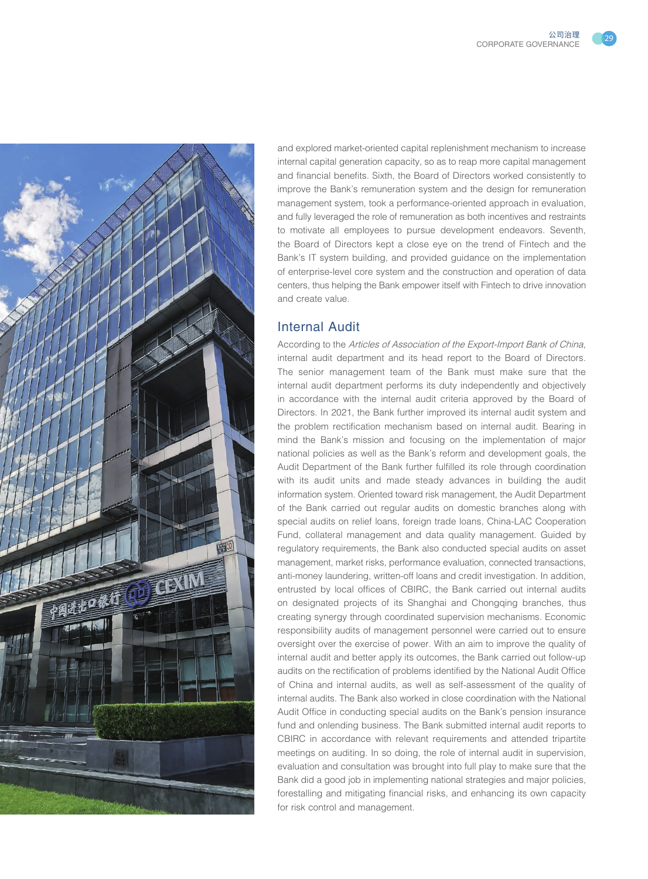and explored market-oriented capital replenishment mechanism to increase internal capital generation capacity, so as to reap more capital management and financial benefits. Sixth, the Board of Directors worked consistently to improve the Bank's remuneration system and the design for remuneration management system, took a performance-oriented approach in evaluation, and fully leveraged the role of remuneration as both incentives and restraints to motivate all employees to pursue development endeavors. Seventh, the Board of Directors kept a close eye on the trend of Fintech and the Bank's IT system building, and provided guidance on the implementation of enterprise-level core system and the construction and operation of data centers, thus helping the Bank empower itself with Fintech to drive innovation and create value.

## Internal Audit

According to the *Articles of Association of the Export-Import Bank of China*, internal audit department and its head report to the Board of Directors. The senior management team of the Bank must make sure that the internal audit department performs its duty independently and objectively in accordance with the internal audit criteria approved by the Board of Directors. In 2021, the Bank further improved its internal audit system and the problem rectification mechanism based on internal audit. Bearing in mind the Bank's mission and focusing on the implementation of major national policies as well as the Bank's reform and development goals, the Audit Department of the Bank further fulfilled its role through coordination with its audit units and made steady advances in building the audit information system. Oriented toward risk management, the Audit Department of the Bank carried out regular audits on domestic branches along with special audits on relief loans, foreign trade loans, China-LAC Cooperation Fund, collateral management and data quality management. Guided by regulatory requirements, the Bank also conducted special audits on asset management, market risks, performance evaluation, connected transactions, anti-money laundering, written-off loans and credit investigation. In addition, entrusted by local offices of CBIRC, the Bank carried out internal audits on designated projects of its Shanghai and Chongqing branches, thus creating synergy through coordinated supervision mechanisms. Economic responsibility audits of management personnel were carried out to ensure oversight over the exercise of power. With an aim to improve the quality of internal audit and better apply its outcomes, the Bank carried out follow-up audits on the rectification of problems identified by the National Audit Office of China and internal audits, as well as self-assessment of the quality of internal audits. The Bank also worked in close coordination with the National Audit Office in conducting special audits on the Bank's pension insurance fund and onlending business. The Bank submitted internal audit reports to CBIRC in accordance with relevant requirements and attended tripartite meetings on auditing. In so doing, the role of internal audit in supervision, evaluation and consultation was brought into full play to make sure that the Bank did a good job in implementing national strategies and major policies, forestalling and mitigating financial risks, and enhancing its own capacity for risk control and management.